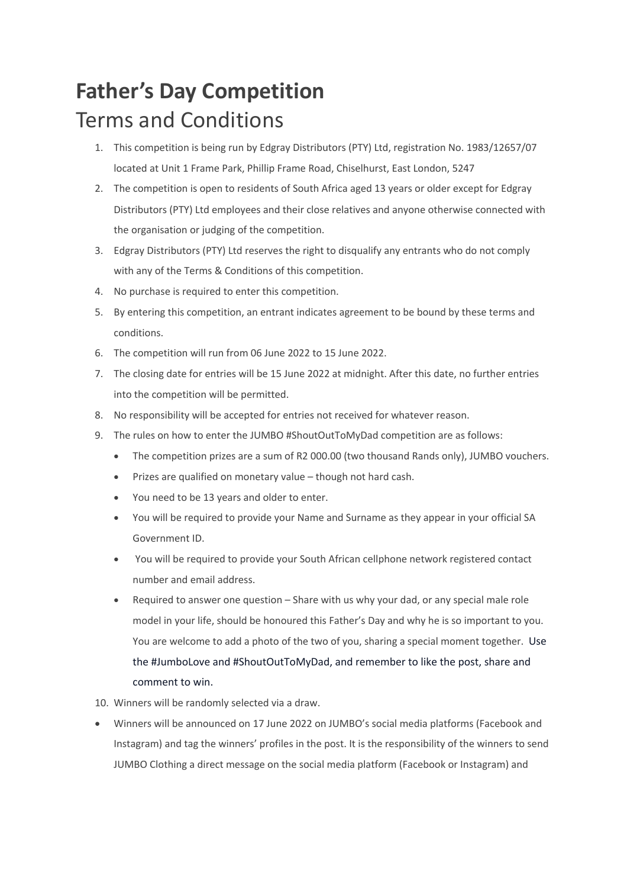# Father's Day Competition

## Terms and Conditions

1. This competition is being run by Edgray Distributors (PTY) Ltd, registration No. 1983/12657/07 located at Unit 1 Frame Park, Phillip Frame Road, Chiselhurst, East London, 5247
2. The competition is open to residents of South Africa aged 13 years or older except for Edgray Distributors (PTY) Ltd employees and their close relatives and anyone otherwise connected with the organisation or judging of the competition.
3. Edgray Distributors (PTY) Ltd reserves the right to disqualify any entrants who do not comply with any of the Terms & Conditions of this competition.
4. No purchase is required to enter this competition.
5. By entering this competition, an entrant indicates agreement to be bound by these terms and conditions.
6. The competition will run from 06 June 2022 to 15 June 2022.
7. The closing date for entries will be 15 June 2022 at midnight. After this date, no further entries into the competition will be permitted.
8. No responsibility will be accepted for entries not received for whatever reason.
9. The rules on how to enter the JUMBO #ShoutOutToMyDad competition are as follows:
   - The competition prizes are a sum of R2 000.00 (two thousand Rands only), JUMBO vouchers.
   - Prizes are qualified on monetary value – though not hard cash.
   - You need to be 13 years and older to enter.
   - You will be required to provide your Name and Surname as they appear in your official SA Government ID.
   - You will be required to provide your South African cellphone network registered contact number and email address.
   - Required to answer one question – Share with us why your dad, or any special male role model in your life, should be honoured this Father's Day and why he is so important to you. You are welcome to add a photo of the two of you, sharing a special moment together. Use the #JumboLove and #ShoutOutToMyDad, and remember to like the post, share and comment to win.
10. Winners will be randomly selected via a draw.

- Winners will be announced on 17 June 2022 on JUMBO's social media platforms (Facebook and Instagram) and tag the winners' profiles in the post. It is the responsibility of the winners to send JUMBO Clothing a direct message on the social media platform (Facebook or Instagram) and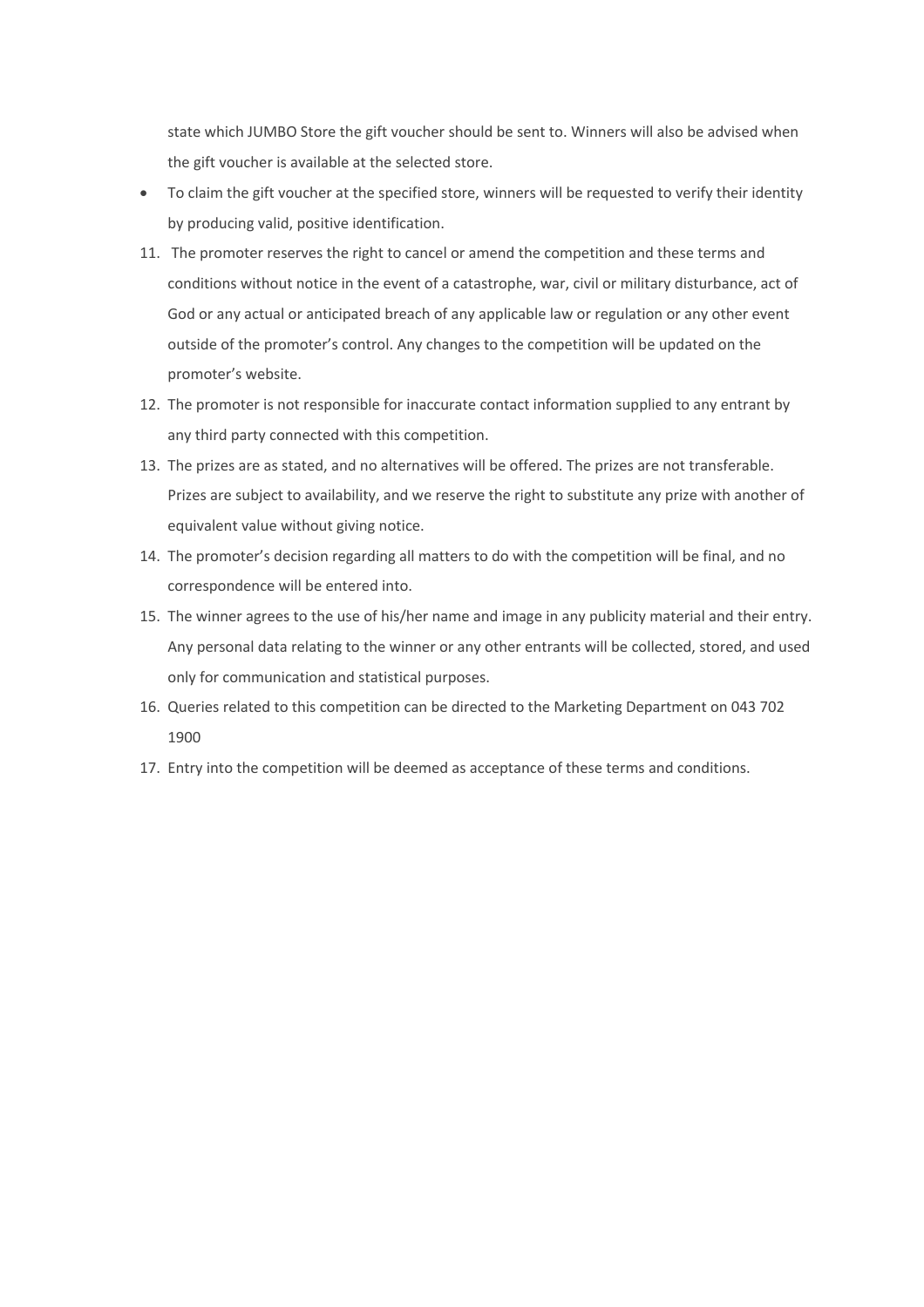state which JUMBO Store the gift voucher should be sent to. Winners will also be advised when the gift voucher is available at the selected store.

- To claim the gift voucher at the specified store, winners will be requested to verify their identity by producing valid, positive identification.

11. The promoter reserves the right to cancel or amend the competition and these terms and conditions without notice in the event of a catastrophe, war, civil or military disturbance, act of God or any actual or anticipated breach of any applicable law or regulation or any other event outside of the promoter's control. Any changes to the competition will be updated on the promoter's website.
12. The promoter is not responsible for inaccurate contact information supplied to any entrant by any third party connected with this competition.
13. The prizes are as stated, and no alternatives will be offered. The prizes are not transferable. Prizes are subject to availability, and we reserve the right to substitute any prize with another of equivalent value without giving notice.
14. The promoter's decision regarding all matters to do with the competition will be final, and no correspondence will be entered into.
15. The winner agrees to the use of his/her name and image in any publicity material and their entry. Any personal data relating to the winner or any other entrants will be collected, stored, and used only for communication and statistical purposes.
16. Queries related to this competition can be directed to the Marketing Department on 043 702 1900
17. Entry into the competition will be deemed as acceptance of these terms and conditions.